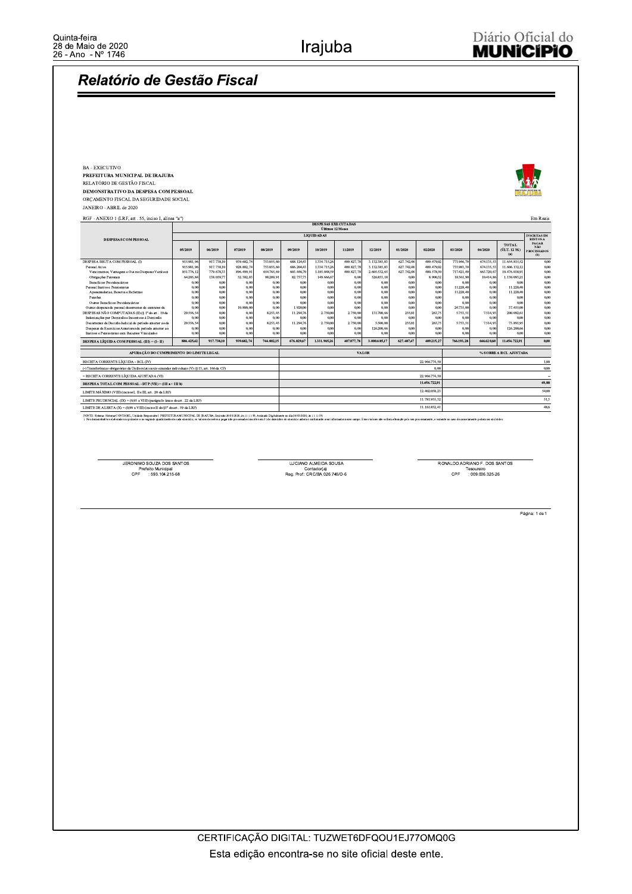## Relatório de Gestão Fiscal

BA - EXECUTIVO
**PREFEITURA MUNICIPAL DE IRAJUBA**
RELATÓRIO DE GESTÃO FISCAL
**DEMONSTRATIVO DA DESPESA COM PESSOAL**
ORÇAMENTO FISCAL DA SEGURIDADE SOCIAL
JANEIRO - ABRIL de 2020

RGF - ANEXO 1 (LRF, art . 55, inciso I, alínea "a")

Em Reais

| DESPESAS COM PESSOAL | DESPESAS EXECUTADAS Últimos 12 Meses | | | | | | | | | | | | | |
|---|---|---|---|---|---|---|---|---|---|---|---|---|---|---|
| | LIQUIDADAS | | | | | | | | | | | | | INSCRITAS EM RESTOS A PAGAR NÃO PROCESSADOS (b) |
| | 05/2019 | 06/2019 | 07/2019 | 08/2019 | 09/2019 | 10/2019 | 11/2019 | 12/2019 | 01/2020 | 02/2020 | 03/2020 | 04/2020 | TOTAL (ÚLT. 12 M.) (a) | |
| DESPESA BRUTA COM PESSOAL (I) | 915.981,96 | 917.738,10 | 939.682,74 | 753.055,60 | 688.124,43 | 1.334.715,26 | 409.827,78 | 3.132.385,83 | 627.742,48 | 489.479,02 | 771.946,79 | 674.135,53 | 11.654.815,52 | 0,00 |
| Pessoal Ativo | 915.981,96 | 917.738,10 | 928.882,74 | 753.055,60 | 686.204,43 | 1.334.715,26 | 409.827,78 | 3.132.385,83 | 627.742,48 | 489.479,02 | 735.983,39 | 674.135,53 | 11.606.132,12 | 0,00 |
| Vencimentos, Vantagens e Outras Despesas Variáveis | 851.776,12 | 779.678,33 | 896.499,91 | 654.765,69 | 603.446,70 | 1.185.048,59 | 409.827,78 | 2.605.532,65 | 627.742,48 | 480.578,50 | 717.421,49 | 663.720,67 | 10.476.038,91 | 0,00 |
| Obrigações Patronais | 64.205,84 | 138.059,77 | 32.382,83 | 98.289,91 | 82.757,73 | 149.666,67 | 0,00 | 526.853,18 | 0,00 | 8.900,52 | 18.561,90 | 10.414,86 | 1.130.093,21 | 0,00 |
| Benefícios Previdenciários | 0,00 | 0,00 | 0,00 | 0,00 | 0,00 | 0,00 | 0,00 | 0,00 | 0,00 | 0,00 | 0,00 | 0,00 | 0,00 | 0,00 |
| Pessoal Inativo e Pensionistas | 0,00 | 0,00 | 0,00 | 0,00 | 0,00 | 0,00 | 0,00 | 0,00 | 0,00 | 0,00 | 11.228,40 | 0,00 | 11.228,40 | 0,00 |
| Aposentadorias, Reserva e Reformas | 0,00 | 0,00 | 0,00 | 0,00 | 0,00 | 0,00 | 0,00 | 0,00 | 0,00 | 0,00 | 11.228,40 | 0,00 | 11.228,40 | 0,00 |
| Pensões | 0,00 | 0,00 | 0,00 | 0,00 | 0,00 | 0,00 | 0,00 | 0,00 | 0,00 | 0,00 | 0,00 | 0,00 | 0,00 | 0,00 |
| Outros Benefícios Previdenciários | 0,00 | 0,00 | 0,00 | 0,00 | 0,00 | 0,00 | 0,00 | 0,00 | 0,00 | 0,00 | 0,00 | 0,00 | 0,00 | 0,00 |
| Outras despesas de pessoal decorrentes de contratos de | 0,00 | 0,00 | 10.800,00 | 0,00 | 1.920,00 | 0,00 | 0,00 | 0,00 | 0,00 | 0,00 | 24.735,00 | 0,00 | 37.455,00 | 0,00 |
| DESPESAS NÃO COMPUTADAS (II) (§ 1º do art . 19 da | 29.556,54 | 0,00 | 0,00 | 8.253,45 | 11.294,76 | 2.750,00 | 2.750,00 | 131.700,66 | 255,01 | 263,75 | 5.753,51 | 7.514,93 | 200.092,61 | 0,00 |
| Indenizações por Demissão e Incentivos à Demissão | 0,00 | 0,00 | 0,00 | 0,00 | 0,00 | 0,00 | 0,00 | 0,00 | 0,00 | 0,00 | 0,00 | 0,00 | 0,00 | 0,00 |
| Decorrentes de Decisão Judicial de período anterior ao da | 29.556,54 | 0,00 | 0,00 | 8.253,45 | 11.294,76 | 2.750,00 | 2.750,00 | 5.500,00 | 255,01 | 263,75 | 5.753,51 | 7.514,93 | 73.891,95 | 0,00 |
| Despesas de Exercícios Anteriores de período anterior ao | 0,00 | 0,00 | 0,00 | 0,00 | 0,00 | 0,00 | 0,00 | 126.200,66 | 0,00 | 0,00 | 0,00 | 0,00 | 126.200,66 | 0,00 |
| Inativos e Pensionistas com Recursos Vinculados | 0,00 | 0,00 | 0,00 | 0,00 | 0,00 | 0,00 | 0,00 | 0,00 | 0,00 | 0,00 | 0,00 | 0,00 | 0,00 | 0,00 |
| **DESPESA LÍQUIDA COM PESSOAL (III) = (I - II)** | **886.425,42** | **917.738,10** | **939.682,74** | **744.802,15** | **676.829,67** | **1.331.965,26** | **407.077,78** | **3.000.685,17** | **627.487,47** | **489.215,27** | **766.193,28** | **666.620,60** | **11.454.722,91** | **0,00** |

| APURAÇÃO DO CUMPRIMENTO DO LIMITE LEGAL | VALOR | % SOBRE A RCL AJUSTADA |
|---|---|---|
| RECEITA CORRENTE LÍQUIDA - RCL (IV) | 22.966.774,50 | 1,00 |
| (-) Transferências obrigatórias da União relativas às emendas individuais (V) (§ 13, art. 166 da CF) | 0,00 | 0,00 |
| = RECEITA CORRENTE LÍQUIDA AJUSTADA (VI) | 22.966.774,50 | - |
| **DESPESA TOTAL COM PESSOAL - DTP (VII) = (III a + III b)** | **11.454.722,91** | **49,88** |
| LIMITE MÁXIMO (VIII) (incisos I, II e III, art. 20 da LRF) | 12.402.058,23 | 54,00 |
| LIMITE PRUDENCIAL (IX) = (0,95 x VIII) (parágrafo único do art. 22 da LRF) | 11.781.955,32 | 51,3 |
| LIMITE DE ALERTA (X) = (0,90 x VIII) (inciso II do §1º do art. 59 da LRF) | 11.161.852,41 | 48,6 |

FONTE: Sistema: Sistema CONTABIL, Unidade Responsável: PREFEITURA MUNICIPAL DE IRAJUBA, Emissão 26/05/2020, às 11:11:59, Assinado Digitalmente no dia 26/05/2020, às 11:11:59
1. Nos demonstrativos elaborados no primeiro e no segundo quadrimestre de cada exercício, os valores de restos a pagar não processados (modelo coluna b) de dezembro do exercício anterior conforme a ser informados nesse campo. Estes valores não sofrerão alteração pelo seu processamento, e somente no caso de cancelamento poderão ser excluídos.

JERONIMO SOUZA DOS SANTOS
Prefeito Municipal
CPF : 593.104.215-68

LUCIANO ALMEIDA SOUSA
Contador(a)
Reg. Prof.: CRC/BA 026.746/O-6

RONALDO ADRIANO F. DOS SANTOS
Tesoureiro
CPF : 009.006.325-26

CERTIFICAÇÃO DIGITAL: TUZWET6DFQOU1EJ77OMQ0G

Esta edição encontra-se no site oficial deste ente.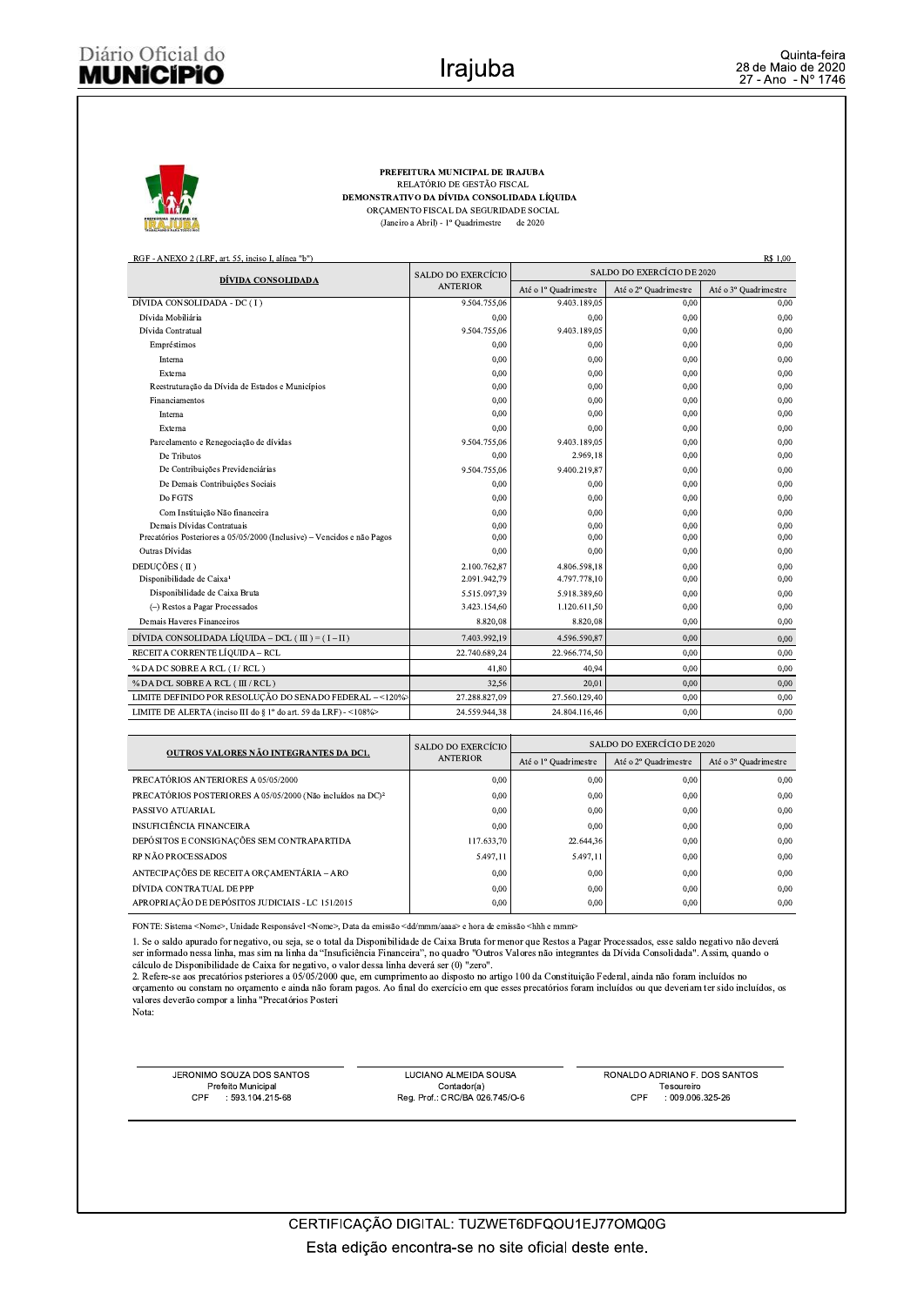**PREFEITURA MUNICIPAL DE IRAJUBA**
RELATÓRIO DE GESTÃO FISCAL
**DEMONSTRATIVO DA DÍVIDA CONSOLIDADA LÍQUIDA**
ORÇAMENTO FISCAL DA SEGURIDADE SOCIAL
(Janeiro a Abril) - 1º Quadrimestre de 2020

RGF - ANEXO 2 (LRF, art. 55, inciso I, alínea "b") R$ 1,00

| DÍVIDA CONSOLIDADA | SALDO DO EXERCÍCIO ANTERIOR | SALDO DO EXERCÍCIO DE 2020 | | |
|---|---|---|---|---|
| | | Até o 1º Quadrimestre | Até o 2º Quadrimestre | Até o 3º Quadrimestre |
| DÍVIDA CONSOLIDADA - DC ( I ) | 9.504.755,06 | 9.403.189,05 | 0,00 | 0,00 |
| Dívida Mobiliária | 0,00 | 0,00 | 0,00 | 0,00 |
| Dívida Contratual | 9.504.755,06 | 9.403.189,05 | 0,00 | 0,00 |
| Empréstimos | 0,00 | 0,00 | 0,00 | 0,00 |
| Interna | 0,00 | 0,00 | 0,00 | 0,00 |
| Externa | 0,00 | 0,00 | 0,00 | 0,00 |
| Reestruturação da Dívida de Estados e Municípios | 0,00 | 0,00 | 0,00 | 0,00 |
| Financiamentos | 0,00 | 0,00 | 0,00 | 0,00 |
| Interna | 0,00 | 0,00 | 0,00 | 0,00 |
| Externa | 0,00 | 0,00 | 0,00 | 0,00 |
| Parcelamento e Renegociação de dívidas | 9.504.755,06 | 9.403.189,05 | 0,00 | 0,00 |
| De Tributos | 0,00 | 2.969,18 | 0,00 | 0,00 |
| De Contribuições Previdenciárias | 9.504.755,06 | 9.400.219,87 | 0,00 | 0,00 |
| De Demais Contribuições Sociais | 0,00 | 0,00 | 0,00 | 0,00 |
| Do FGTS | 0,00 | 0,00 | 0,00 | 0,00 |
| Com Instituição Não financeira | 0,00 | 0,00 | 0,00 | 0,00 |
| Demais Dívidas Contratuais | 0,00 | 0,00 | 0,00 | 0,00 |
| Precatórios Posteriores a 05/05/2000 (Inclusive) – Vencidos e não Pagos | 0,00 | 0,00 | 0,00 | 0,00 |
| Outras Dívidas | 0,00 | 0,00 | 0,00 | 0,00 |
| DEDUÇÕES ( II ) | 2.100.762,87 | 4.806.598,18 | 0,00 | 0,00 |
| Disponibilidade de Caixa[1] | 2.091.942,79 | 4.797.778,10 | 0,00 | 0,00 |
| Disponibilidade de Caixa Bruta | 5.515.097,39 | 5.918.389,60 | 0,00 | 0,00 |
| (–) Restos a Pagar Processados | 3.423.154,60 | 1.120.611,50 | 0,00 | 0,00 |
| Demais Haveres Financeiros | 8.820,08 | 8.820,08 | 0,00 | 0,00 |
| DÍVIDA CONSOLIDADA LÍQUIDA – DCL ( III ) = ( I – II ) | 7.403.992,19 | 4.596.590,87 | 0,00 | 0,00 |
| RECEITA CORRENTE LÍQUIDA – RCL | 22.740.689,24 | 22.966.774,50 | 0,00 | 0,00 |
| % DA DC SOBRE A RCL ( I / RCL ) | 41,80 | 40,94 | 0,00 | 0,00 |
| % DA DCL SOBRE A RCL ( III / RCL ) | 32,56 | 20,01 | 0,00 | 0,00 |
| LIMITE DEFINIDO POR RESOLUÇÃO DO SENADO FEDERAL – <120%> | 27.288.827,09 | 27.560.129,40 | 0,00 | 0,00 |
| LIMITE DE ALERTA (inciso III do § 1º do art. 59 da LRF) - <108%> | 24.559.944,38 | 24.804.116,46 | 0,00 | 0,00 |

| OUTROS VALORES NÃO INTEGRANTES DA DCL | SALDO DO EXERCÍCIO ANTERIOR | SALDO DO EXERCÍCIO DE 2020 | | |
|---|---|---|---|---|
| | | Até o 1º Quadrimestre | Até o 2º Quadrimestre | Até o 3º Quadrimestre |
| PRECATÓRIOS ANTERIORES A 05/05/2000 | 0,00 | 0,00 | 0,00 | 0,00 |
| PRECATÓRIOS POSTERIORES A 05/05/2000 (Não incluídos na DC)[2] | 0,00 | 0,00 | 0,00 | 0,00 |
| PASSIVO ATUARIAL | 0,00 | 0,00 | 0,00 | 0,00 |
| INSUFICIÊNCIA FINANCEIRA | 0,00 | 0,00 | 0,00 | 0,00 |
| DEPÓSITOS E CONSIGNAÇÕES SEM CONTRAPARTIDA | 117.633,70 | 22.644,36 | 0,00 | 0,00 |
| RP NÃO PROCESSADOS | 5.497,11 | 5.497,11 | 0,00 | 0,00 |
| ANTECIPAÇÕES DE RECEITA ORÇAMENTÁRIA – ARO | 0,00 | 0,00 | 0,00 | 0,00 |
| DÍVIDA CONTRATUAL DE PPP | 0,00 | 0,00 | 0,00 | 0,00 |
| APROPRIAÇÃO DE DEPÓSITOS JUDICIAIS - LC 151/2015 | 0,00 | 0,00 | 0,00 | 0,00 |

FONTE: Sistema <Nome>, Unidade Responsável <Nome>, Data da emissão <dd/mmm/aaaa> e hora de emissão <hhh e mmm>

1. Se o saldo apurado for negativo, ou seja, se o total da Disponibilidade de Caixa Bruta for menor que Restos a Pagar Processados, esse saldo negativo não deverá ser informado nessa linha, mas sim na linha da "Insuficiência Financeira", no quadro "Outros Valores não integrantes da Dívida Consolidada". Assim, quando o cálculo de Disponibilidade de Caixa for negativo, o valor dessa linha deverá ser (0) "zero".
2. Refere-se aos precatórios psteriores a 05/05/2000 que, em cumprimento ao disposto no artigo 100 da Constituição Federal, ainda não foram incluídos no orçamento ou constam no orçamento e ainda não foram pagos. Ao final do exercício em que esses precatórios foram incluídos ou que deveriam ter sido incluídos, os valores deverão compor a linha "Precatórios Posteri

Nota:

JERONIMO SOUZA DOS SANTOS
Prefeito Municipal
CPF : 593.104.215-68

LUCIANO ALMEIDA SOUSA
Contador(a)
Reg. Prof.: CRC/BA 026.745/O-6

RONALDO ADRIANO F. DOS SANTOS
Tesoureiro
CPF : 009.006.325-26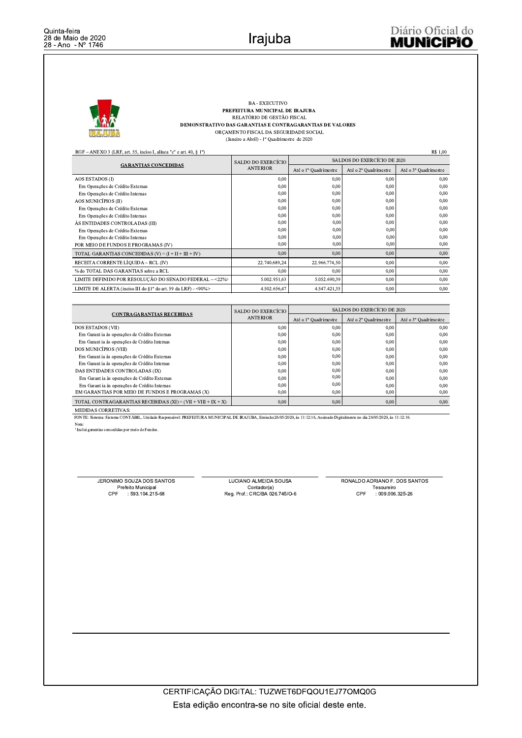BA - EXECUTIVO

**PREFEITURA MUNICIPAL DE IRAJUBA**

RELATÓRIO DE GESTÃO FISCAL

**DEMONSTRATIVO DAS GARANTIAS E CONTRAGARANTIAS DE VALORES**

ORÇAMENTO FISCAL DA SEGURIDADE SOCIAL

(Janeiro a Abril) - 1º Quadrimestre de 2020

RGF – ANEXO 3 (LRF, art. 55, inciso I, alínea "c" e art. 40, § 1º)

R$ 1,00

| GARANTIAS CONCEDIDAS | SALDO DO EXERCÍCIO ANTERIOR | SALDOS DO EXERCÍCIO DE 2020 | | |
|---|---|---|---|---|
| | | Até o 1º Quadrimestre | Até o 2º Quadrimestre | Até o 3º Quadrimestre |
| AOS ESTADOS (I) | 0,00 | 0,00 | 0,00 | 0,00 |
| Em Operações de Crédito Externas | 0,00 | 0,00 | 0,00 | 0,00 |
| Em Operações de Crédito Internas | 0,00 | 0,00 | 0,00 | 0,00 |
| AOS MUNICÍPIOS (II) | 0,00 | 0,00 | 0,00 | 0,00 |
| Em Operações de Crédito Externas | 0,00 | 0,00 | 0,00 | 0,00 |
| Em Operações de Crédito Internas | 0,00 | 0,00 | 0,00 | 0,00 |
| ÀS ENTIDADES CONTROLADAS (III) | 0,00 | 0,00 | 0,00 | 0,00 |
| Em Operações de Crédito Externas | 0,00 | 0,00 | 0,00 | 0,00 |
| Em Operações de Crédito Internas | 0,00 | 0,00 | 0,00 | 0,00 |
| POR MEIO DE FUNDOS E PROGRAMAS (IV) | 0,00 | 0,00 | 0,00 | 0,00 |
| TOTAL GARANTIAS CONCEDIDAS (V) = (I + II + III + IV) | 0,00 | 0,00 | 0,00 | 0,00 |
| RECEITA CORRENTE LÍQUIDA – RCL (IV) | 22.740.689,24 | 22.966.774,50 | 0,00 | 0,00 |
| % do TOTAL DAS GARANTIAS sobre a RCL | 0,00 | 0,00 | 0,00 | 0,00 |
| LIMITE DEFINIDO POR RESOLUÇÃO DO SENADO FEDERAL – <22%> | 5.002.951,63 | 5.052.690,39 | 0,00 | 0,00 |
| LIMITE DE ALERTA (inciso III do §1º do art. 59 da LRF) - <90%> | 4.502.656,47 | 4.547.421,35 | 0,00 | 0,00 |

| CONTRAGARANTIAS RECEBIDAS | SALDO DO EXERCÍCIO ANTERIOR | SALDOS DO EXERCÍCIO DE 2020 | | |
|---|---|---|---|---|
| | | Até o 1º Quadrimestre | Até o 2º Quadrimestre | Até o 3º Quadrimestre |
| DOS ESTADOS (VII) | 0,00 | 0,00 | 0,00 | 0,00 |
| Em Garant ia às operações de Crédito Externas | 0,00 | 0,00 | 0,00 | 0,00 |
| Em Garant ia às operações de Crédito Internas | 0,00 | 0,00 | 0,00 | 0,00 |
| DOS MUNICÍPIOS (VIII) | 0,00 | 0,00 | 0,00 | 0,00 |
| Em Garant ia às operações de Crédito Externas | 0,00 | 0,00 | 0,00 | 0,00 |
| Em Garant ia às operações de Crédito Internas | 0,00 | 0,00 | 0,00 | 0,00 |
| DAS ENTIDADES CONTROLADAS (IX) | 0,00 | 0,00 | 0,00 | 0,00 |
| Em Garant ia às operações de Crédito Externas | 0,00 | 0,00 | 0,00 | 0,00 |
| Em Garant ia às operações de Crédito Internas | 0,00 | 0,00 | 0,00 | 0,00 |
| EM GARANTIAS POR MEIO DE FUNDOS E PROGRAMAS (X) | 0,00 | 0,00 | 0,00 | 0,00 |
| TOTAL CONTRAGARANTIAS RECEBIDAS (XI) = (VII + VIII + IX + X) | 0,00 | 0,00 | 0,00 | 0,00 |

MEDIDAS CORRETIVAS:

FONTE: Sistema: Sistema CONTÁBIL, Unidade Responsável: PREFEITURA MUNICIPAL DE IRAJUBA, Emissão:26/05/2020, às 11:12:16, Assinado Digitalmente no dia 26/05/2020, às 11:12:16.

Nota:

[1] Inclui garantias concedidas por meio de Fundos.

JERONIMO SOUZA DOS SANTOS
Prefeito Municipal
CPF : 593.104.215-68

LUCIANO ALMEIDA SOUSA
Contador(a)
Reg. Prof.: CRC/BA 026.745/O-6

RONALDO ADRIANO F. DOS SANTOS
Tesoureiro
CPF : 009.006.325-26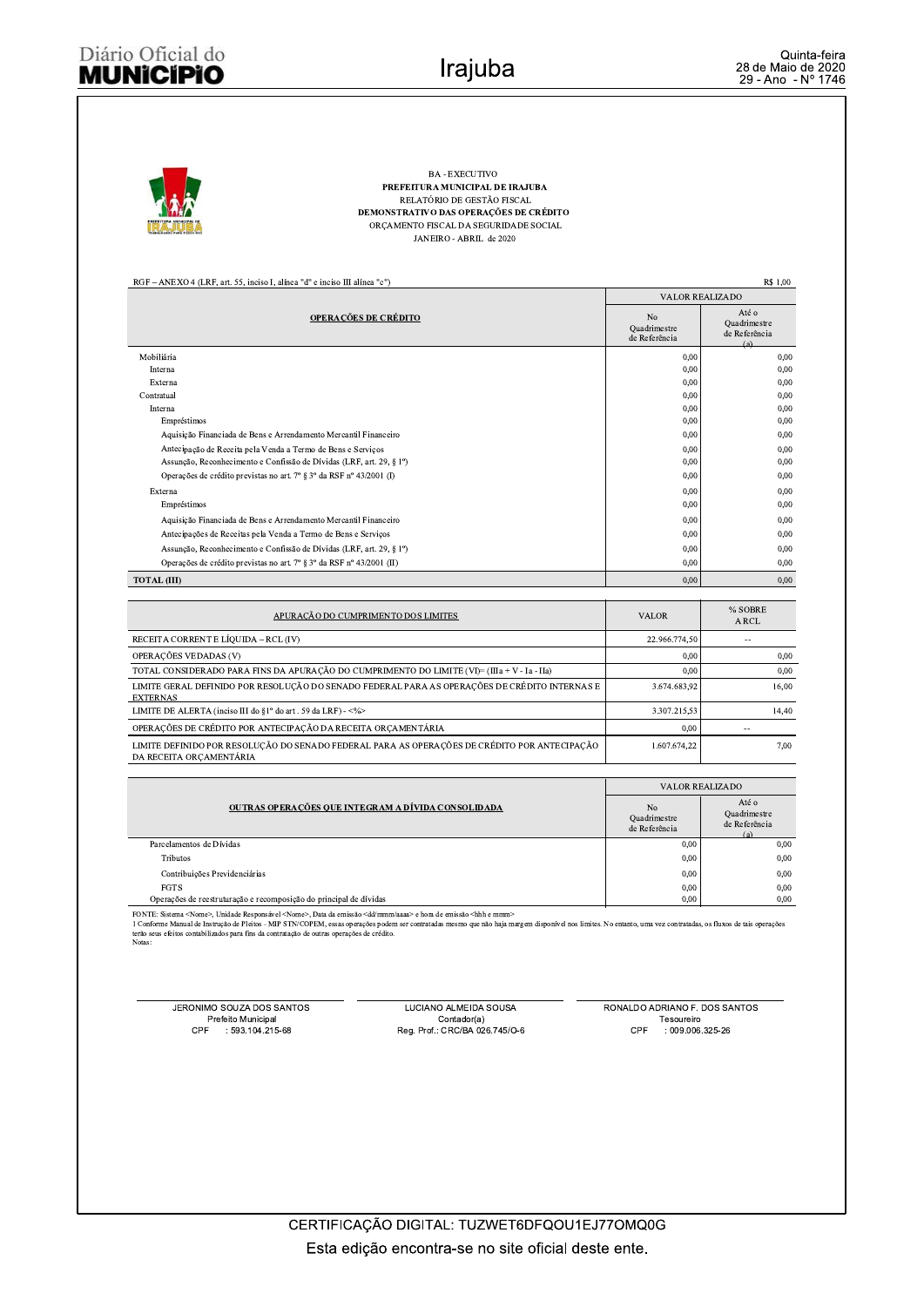BA - EXECUTIVO

**PREFEITURA MUNICIPAL DE IRAJUBA**

RELATÓRIO DE GESTÃO FISCAL

**DEMONSTRATIVO DAS OPERAÇÕES DE CRÉDITO**

ORÇAMENTO FISCAL DA SEGURIDADE SOCIAL

JANEIRO - ABRIL de 2020

RGF – ANEXO 4 (LRF, art. 55, inciso I, alínea "d" e inciso III alínea "c") R$ 1,00

| OPERAÇÕES DE CRÉDITO | VALOR REALIZADO | |
|---|---|---|
| | No Quadrimestre de Referência | Até o Quadrimestre de Referência (a) |
| Mobiliária | 0,00 | 0,00 |
| Interna | 0,00 | 0,00 |
| Externa | 0,00 | 0,00 |
| Contratual | 0,00 | 0,00 |
| Interna | 0,00 | 0,00 |
| Empréstimos | 0,00 | 0,00 |
| Aquisição Financiada de Bens e Arrendamento Mercantil Financeiro | 0,00 | 0,00 |
| Antecipação de Receita pela Venda a Termo de Bens e Serviços | 0,00 | 0,00 |
| Assunção, Reconhecimento e Confissão de Dívidas (LRF, art. 29, § 1º) | 0,00 | 0,00 |
| Operações de crédito previstas no art. 7º § 3º da RSF nº 43/2001 (I) | 0,00 | 0,00 |
| Externa | 0,00 | 0,00 |
| Empréstimos | 0,00 | 0,00 |
| Aquisição Financiada de Bens e Arrendamento Mercantil Financeiro | 0,00 | 0,00 |
| Antecipações de Receitas pela Venda a Termo de Bens e Serviços | 0,00 | 0,00 |
| Assunção, Reconhecimento e Confissão de Dívidas (LRF, art. 29, § 1º) | 0,00 | 0,00 |
| Operações de crédito previstas no art. 7º § 3º da RSF nº 43/2001 (II) | 0,00 | 0,00 |
| **TOTAL (III)** | 0,00 | 0,00 |

| APURAÇÃO DO CUMPRIMENTO DOS LIMITES | VALOR | % SOBRE A RCL |
|---|---|---|
| RECEITA CORRENTE LÍQUIDA – RCL (IV) | 22.966.774,50 | -- |
| OPERAÇÕES VEDADAS (V) | 0,00 | 0,00 |
| TOTAL CONSIDERADO PARA FINS DA APURAÇÃO DO CUMPRIMENTO DO LIMITE (VI)= (IIIa + V - Ia - IIa) | 0,00 | 0,00 |
| LIMITE GERAL DEFINIDO POR RESOLUÇÃO DO SENADO FEDERAL PARA AS OPERAÇÕES DE CRÉDITO INTERNAS E EXTERNAS | 3.674.683,92 | 16,00 |
| LIMITE DE ALERTA (inciso III do §1º do art . 59 da LRF) - <%> | 3.307.215,53 | 14,40 |
| OPERAÇÕES DE CRÉDITO POR ANTECIPAÇÃO DA RECEITA ORÇAMENTÁRIA | 0,00 | -- |
| LIMITE DEFINIDO POR RESOLUÇÃO DO SENADO FEDERAL PARA AS OPERAÇÕES DE CRÉDITO POR ANTECIPAÇÃO DA RECEITA ORÇAMENTÁRIA | 1.607.674,22 | 7,00 |

| OUTRAS OPERAÇÕES QUE INTEGRAM A DÍVIDA CONSOLIDADA | VALOR REALIZADO | |
|---|---|---|
| | No Quadrimestre de Referência | Até o Quadrimestre de Referência (a) |
| Parcelamentos de Dívidas | 0,00 | 0,00 |
| Tributos | 0,00 | 0,00 |
| Contribuições Previdenciárias | 0,00 | 0,00 |
| FGTS | 0,00 | 0,00 |
| Operações de reestruturação e recomposição do principal de dívidas | 0,00 | 0,00 |

FONTE: Sistema <Nome>, Unidade Responsável <Nome>, Data da emissão <dd/mmm/aaaa> e hora de emissão <hhh e mmm>

1 Conforme Manual de Instrução de Pleitos - MIP STN/COPEM, essas operações podem ser contratadas mesmo que não haja margem disponível nos limites. No entanto, uma vez contratadas, os fluxos de tais operações terão seus efeitos contabilizados para fins da contratação de outras operações de crédito.

Notas:

| JERONIMO SOUZA DOS SANTOS | LUCIANO ALMEIDA SOUSA | RONALDO ADRIANO F. DOS SANTOS |
|---|---|---|
| Prefeito Municipal | Contador(a) | Tesoureiro |
| CPF : 593.104.215-68 | Reg. Prof.: CRC/BA 026.745/O-6 | CPF : 009.006.325-26 |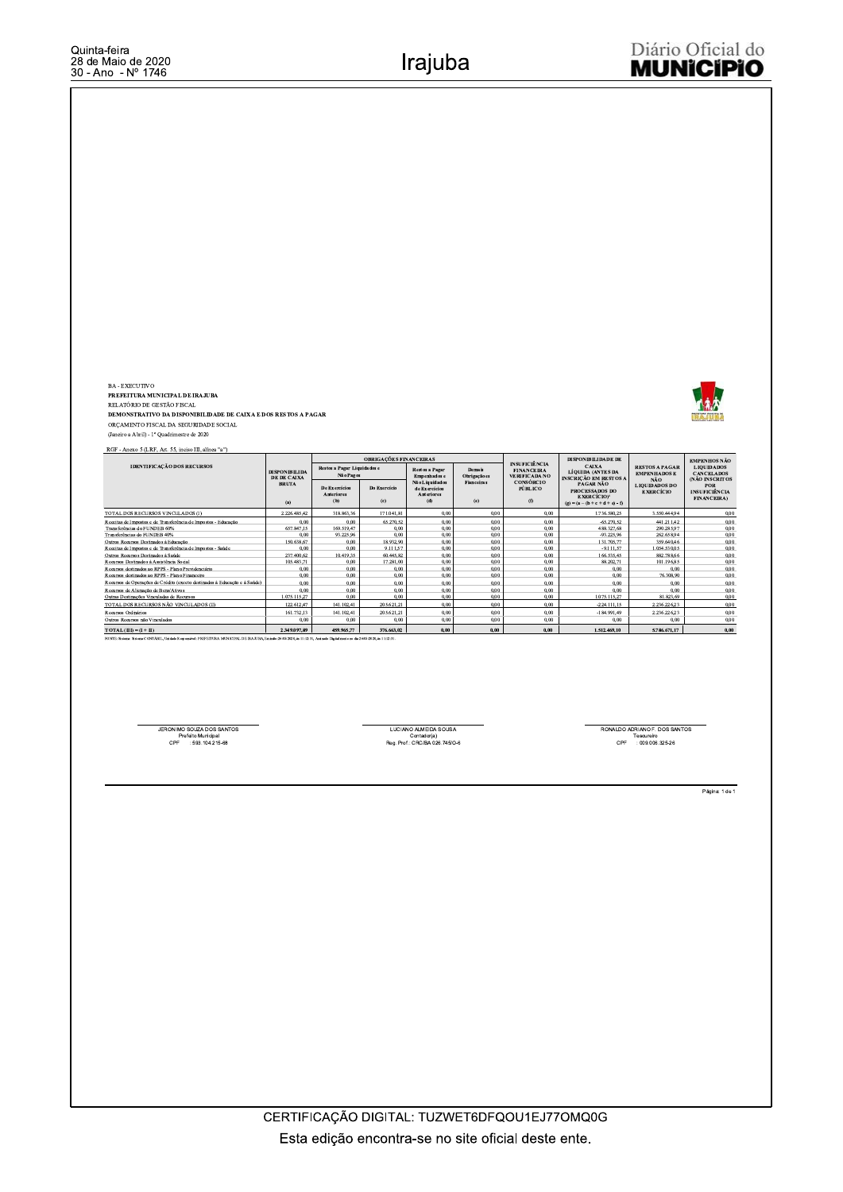BA - EXECUTIVO

**PREFEITURA MUNICIPAL DE IRAJUBA**

RELATÓRIO DE GESTÃO FISCAL

**DEMONSTRATIVO DA DISPONIBILIDADE DE CAIXA E DOS RESTOS A PAGAR**

ORÇAMENTO FISCAL DA SEGURIDADE SOCIAL

(Janeiro a Abril) - 1º Quadrimestre de 2020

RGF - Anexo 5 (LRF, Art. 55, inciso III, alínea "a")

| IDENTIFICAÇÃO DOS RECURSOS | DISPONIBILIDADE DE CAIXA BRUTA (a) | OBRIGAÇÕES FINANCEIRAS | | | | INSUFICIÊNCIA FINANCEIRA VERIFICADA NO CONSÓRCIO PÚBLICO (f) | DISPONIBILIDADE DE CAIXA LÍQUIDA (ANTES DA INSCRIÇÃO EM RESTOS A PAGAR NÃO PROCESSADOS DO EXERCÍCIO)¹ (g) = (a – (b + c + d + e) - f) | RESTOS A PAGAR EMPENHADOS E NÃO LIQUIDADOS DO EXERCÍCIO | EMPENHOS NÃO LIQUIDADOS CANCELADOS (NÃO INSCRITOS POR INSUFICIÊNCIA FINANCEIRA) |
|---|---|---|---|---|---|---|---|---|---|
| | | Restos a Pagar Liquidados e Não Pagos | | Restos a Pagar Empenhados e Não Liquidados de Exercícios Anteriores | Demais Obrigações Financeiras | | | | |
| | | De Exercícios Anteriores (b) | Do Exercício (c) | (d) | (e) | | | | |
| TOTAL DOS RECURSOS VINCULADOS (I) | 2.228.485,42 | 318.863,36 | 171.041,81 | 0,00 | 0,00 | 0,00 | 1.736.580,25 | 3.550.444,94 | 0,00 |
| Receitas de Impostos e de Transferência de Impostos - Educação | 0,00 | 0,00 | 65.270,52 | 0,00 | 0,00 | 0,00 | -65.270,52 | 441.211,62 | 0,00 |
| Transferências do FUNDEB 60% | 657.847,15 | 169.519,47 | 0,00 | 0,00 | 0,00 | 0,00 | 488.327,68 | 290.285,97 | 0,00 |
| Transferências do FUNDEB 40% | 0,00 | 93.225,96 | 0,00 | 0,00 | 0,00 | 0,00 | -93.225,96 | 262.658,94 | 0,00 |
| Outros Recursos Destinados à Educação | 150.638,67 | 0,00 | 18.932,90 | 0,00 | 0,00 | 0,00 | 131.705,77 | 359.640,46 | 0,00 |
| Receitas de Impostos e de Transferência de Impostos - Saúde | 0,00 | 0,00 | 9.111,57 | 0,00 | 0,00 | 0,00 | -9.111,57 | 1.054.530,05 | 0,00 |
| Outros Recursos Destinados à Saúde | 237.400,62 | 10.419,35 | 60.445,82 | 0,00 | 0,00 | 0,00 | 166.535,45 | 882.788,66 | 0,00 |
| Recursos Destinados à Assistência Social | 105.483,71 | 0,00 | 17.281,00 | 0,00 | 0,00 | 0,00 | 88.202,71 | 101.196,85 | 0,00 |
| Recursos destinados ao RPPS - Plano Previdenciário | 0,00 | 0,00 | 0,00 | 0,00 | 0,00 | 0,00 | 0,00 | 0,00 | 0,00 |
| Recursos destinados ao RPPS - Plano Financeiro | 0,00 | 0,00 | 0,00 | 0,00 | 0,00 | 0,00 | 0,00 | 76.308,90 | 0,00 |
| Recursos de Operações de Crédito (exceto destinados à Educação e à Saúde) | 0,00 | 0,00 | 0,00 | 0,00 | 0,00 | 0,00 | 0,00 | 0,00 | 0,00 |
| Recursos de Alienação de Bens/Ativos | 0,00 | 0,00 | 0,00 | 0,00 | 0,00 | 0,00 | 0,00 | 0,00 | 0,00 |
| Outras Destinações Vinculadas de Recursos | 1.075.115,27 | 0,00 | 0,00 | 0,00 | 0,00 | 0,00 | 1.075.115,27 | 81.823,69 | 0,00 |
| TOTAL DOS RECURSOS NÃO VINCULADOS (II) | 122.612,47 | 141.102,41 | 205.621,21 | 0,00 | 0,00 | 0,00 | -224.111,15 | 2.236.226,23 | 0,00 |
| Recursos Ordinários | 161.732,13 | 141.102,41 | 205.621,21 | 0,00 | 0,00 | 0,00 | -184.991,49 | 2.236.226,23 | 0,00 |
| Outros Recursos não Vinculados | 0,00 | 0,00 | 0,00 | 0,00 | 0,00 | 0,00 | 0,00 | 0,00 | 0,00 |
| **TOTAL (III) = (I + II)** | **2.349.097,89** | **459.965,77** | **376.663,02** | **0,00** | **0,00** | **0,00** | **1.512.469,10** | **5.786.671,17** | **0,00** |

FONTE: Sistema CONTABIL, Unidade Responsável: PREFEITURA MUNICIPAL DE IRAJUBA, Emissão 26/05/2020, às 11:12:31, Assinado Digitalmente no dia 26/05/2020, às 11:12:31.

JERONIMO SOUZA DOS SANTOS
Prefeito Municipal
CPF : 593.104.215-68

LUCIANO ALMEIDA SOUSA
Contador(a)
Reg. Prof.: CRC/BA 026.745/O-6

RONALDO ADRIANO F. DOS SANTOS
Tesoureiro
CPF : 009.006.325-26

CERTIFICAÇÃO DIGITAL: TUZWET6DFQOU1EJ77OMQ0G

Esta edição encontra-se no site oficial deste ente.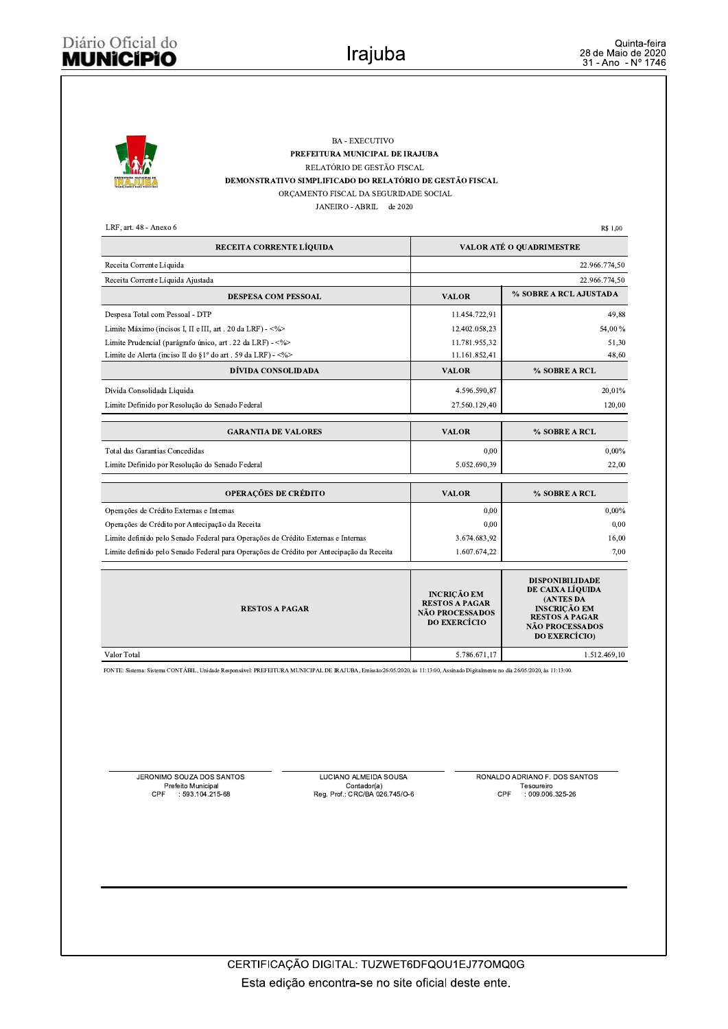BA - EXECUTIVO

**PREFEITURA MUNICIPAL DE IRAJUBA**

RELATÓRIO DE GESTÃO FISCAL

**DEMONSTRATIVO SIMPLIFICADO DO RELATÓRIO DE GESTÃO FISCAL**

ORÇAMENTO FISCAL DA SEGURIDADE SOCIAL

JANEIRO - ABRIL de 2020

LRF, art. 48 - Anexo 6 R$ 1,00

| RECEITA CORRENTE LÍQUIDA | VALOR ATÉ O QUADRIMESTRE | |
|---|---|---|
| Receita Corrente Líquida | 22.966.774,50 | |
| Receita Corrente Líquida Ajustada | 22.966.774,50 | |
| **DESPESA COM PESSOAL** | **VALOR** | **% SOBRE A RCL AJUSTADA** |
| Despesa Total com Pessoal - DTP | 11.454.722,91 | 49,88 |
| Limite Máximo (incisos I, II e III, art . 20 da LRF) - <%> | 12.402.058,23 | 54,00 % |
| Limite Prudencial (parágrafo único, art . 22 da LRF) - <%> | 11.781.955,32 | 51,30 |
| Limite de Alerta (inciso II do §1º do art . 59 da LRF) - <%> | 11.161.852,41 | 48,60 |
| **DÍVIDA CONSOLIDADA** | **VALOR** | **% SOBRE A RCL** |
| Dívida Consolidada Liquida | 4.596.590,87 | 20,01% |
| Limite Definido por Resolução do Senado Federal | 27.560.129,40 | 120,00 |

| GARANTIA DE VALORES | VALOR | % SOBRE A RCL |
|---|---|---|
| Total das Garantias Concedidas | 0,00 | 0,00% |
| Limite Definido por Resolução do Senado Federal | 5.052.690,39 | 22,00 |

| OPERAÇÕES DE CRÉDITO | VALOR | % SOBRE A RCL |
|---|---|---|
| Operações de Crédito Externas e Internas | 0,00 | 0,00% |
| Operações de Crédito por Antecipação da Receita | 0,00 | 0,00 |
| Limite definido pelo Senado Federal para Operações de Crédito Externas e Internas | 3.674.683,92 | 16,00 |
| Limite definido pelo Senado Federal para Operações de Crédito por Antecipação da Receita | 1.607.674,22 | 7,00 |

| RESTOS A PAGAR | INCRIÇÃO EM RESTOS A PAGAR NÃO PROCESSADOS DO EXERCÍCIO | DISPONIBILIDADE DE CAIXA LÍQUIDA (ANTES DA INSCRIÇÃO EM RESTOS A PAGAR NÃO PROCESSADOS DO EXERCÍCIO) |
|---|---|---|
| Valor Total | 5.786.671,17 | 1.512.469,10 |

FONTE: Sistema: Sistema CONTÁBIL, Unidade Responsável: PREFEITURA MUNICIPAL DE IRAJUBA, Emissão:26/05/2020, às 11:13:00, Assinado Digitalmente no dia 26/05/2020, às 11:13:00.

JERONIMO SOUZA DOS SANTOS
Prefeito Municipal
CPF : 593.104.215-68

LUCIANO ALMEIDA SOUSA
Contador(a)
Reg. Prof.: CRC/BA 026.745/O-6

RONALDO ADRIANO F. DOS SANTOS
Tesoureiro
CPF : 009.006.325-26